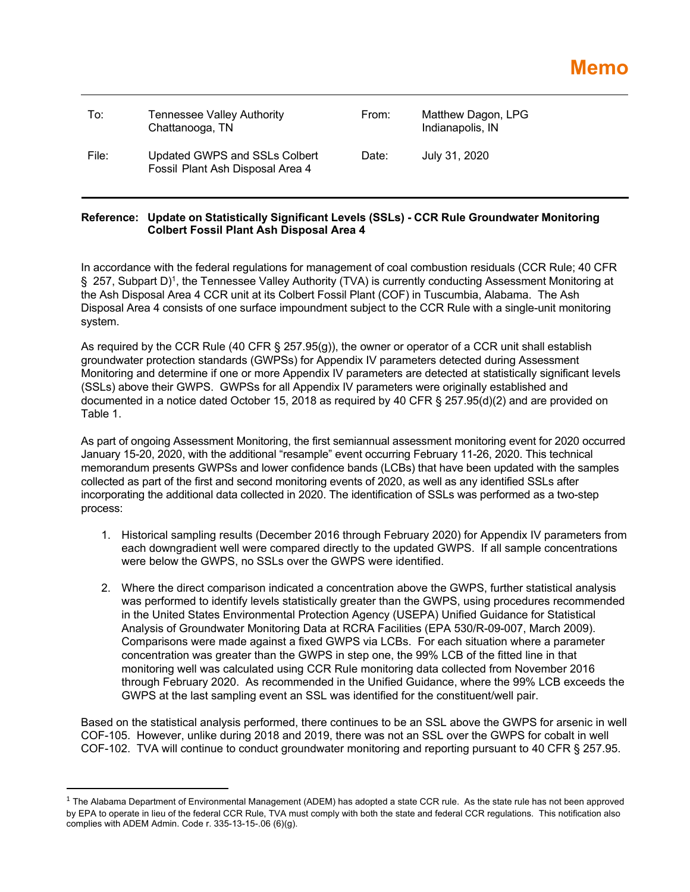# Memo

| | | | |
|---|---|---|---|
| To: | Tennessee Valley Authority<br>Chattanooga, TN | From: | Matthew Dagon, LPG<br>Indianapolis, IN |
| File: | Updated GWPS and SSLs Colbert Fossil Plant Ash Disposal Area 4 | Date: | July 31, 2020 |

**Reference: Update on Statistically Significant Levels (SSLs) - CCR Rule Groundwater Monitoring Colbert Fossil Plant Ash Disposal Area 4**

In accordance with the federal regulations for management of coal combustion residuals (CCR Rule; 40 CFR § 257, Subpart D)[1], the Tennessee Valley Authority (TVA) is currently conducting Assessment Monitoring at the Ash Disposal Area 4 CCR unit at its Colbert Fossil Plant (COF) in Tuscumbia, Alabama. The Ash Disposal Area 4 consists of one surface impoundment subject to the CCR Rule with a single-unit monitoring system.

As required by the CCR Rule (40 CFR § 257.95(g)), the owner or operator of a CCR unit shall establish groundwater protection standards (GWPSs) for Appendix IV parameters detected during Assessment Monitoring and determine if one or more Appendix IV parameters are detected at statistically significant levels (SSLs) above their GWPS. GWPSs for all Appendix IV parameters were originally established and documented in a notice dated October 15, 2018 as required by 40 CFR § 257.95(d)(2) and are provided on Table 1.

As part of ongoing Assessment Monitoring, the first semiannual assessment monitoring event for 2020 occurred January 15-20, 2020, with the additional "resample" event occurring February 11-26, 2020. This technical memorandum presents GWPSs and lower confidence bands (LCBs) that have been updated with the samples collected as part of the first and second monitoring events of 2020, as well as any identified SSLs after incorporating the additional data collected in 2020. The identification of SSLs was performed as a two-step process:

1. Historical sampling results (December 2016 through February 2020) for Appendix IV parameters from each downgradient well were compared directly to the updated GWPS. If all sample concentrations were below the GWPS, no SSLs over the GWPS were identified.
2. Where the direct comparison indicated a concentration above the GWPS, further statistical analysis was performed to identify levels statistically greater than the GWPS, using procedures recommended in the United States Environmental Protection Agency (USEPA) Unified Guidance for Statistical Analysis of Groundwater Monitoring Data at RCRA Facilities (EPA 530/R-09-007, March 2009). Comparisons were made against a fixed GWPS via LCBs. For each situation where a parameter concentration was greater than the GWPS in step one, the 99% LCB of the fitted line in that monitoring well was calculated using CCR Rule monitoring data collected from November 2016 through February 2020. As recommended in the Unified Guidance, where the 99% LCB exceeds the GWPS at the last sampling event an SSL was identified for the constituent/well pair.

Based on the statistical analysis performed, there continues to be an SSL above the GWPS for arsenic in well COF-105. However, unlike during 2018 and 2019, there was not an SSL over the GWPS for cobalt in well COF-102. TVA will continue to conduct groundwater monitoring and reporting pursuant to 40 CFR § 257.95.

[1] The Alabama Department of Environmental Management (ADEM) has adopted a state CCR rule. As the state rule has not been approved by EPA to operate in lieu of the federal CCR Rule, TVA must comply with both the state and federal CCR regulations. This notification also complies with ADEM Admin. Code r. 335-13-15-.06 (6)(g).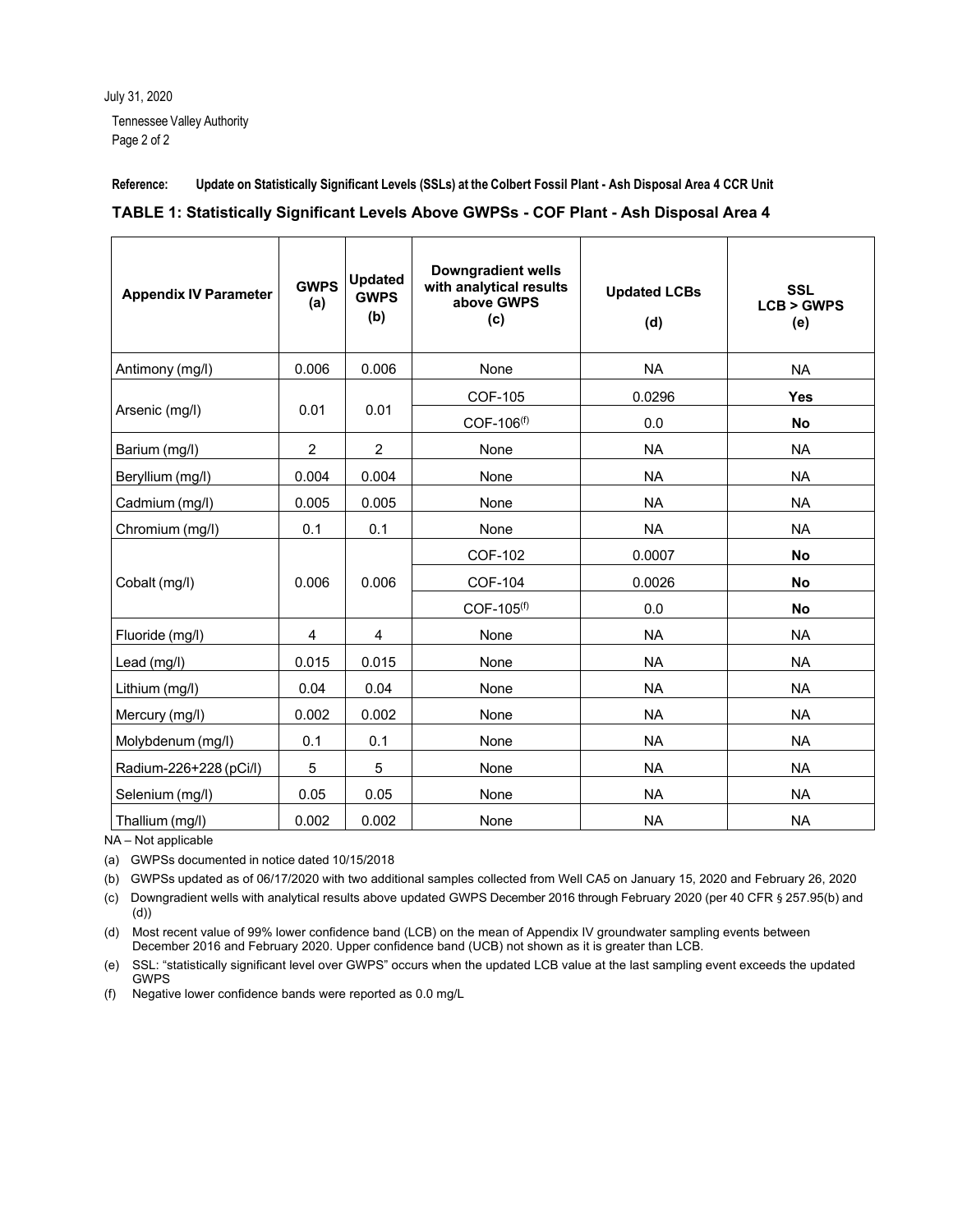July 31, 2020

Tennessee Valley Authority

**Reference: Update on Statistically Significant Levels (SSLs) at the Colbert Fossil Plant - Ash Disposal Area 4 CCR Unit**

**TABLE 1: Statistically Significant Levels Above GWPSs - COF Plant - Ash Disposal Area 4**

| Appendix IV Parameter | GWPS (a) | Updated GWPS (b) | Downgradient wells with analytical results above GWPS (c) | Updated LCBs (d) | SSL LCB > GWPS (e) |
|---|---|---|---|---|---|
| Antimony (mg/l) | 0.006 | 0.006 | None | NA | NA |
| Arsenic (mg/l) | 0.01 | 0.01 | COF-105 | 0.0296 | **Yes** |
| | | | COF-106[f] | 0.0 | **No** |
| Barium (mg/l) | 2 | 2 | None | NA | NA |
| Beryllium (mg/l) | 0.004 | 0.004 | None | NA | NA |
| Cadmium (mg/l) | 0.005 | 0.005 | None | NA | NA |
| Chromium (mg/l) | 0.1 | 0.1 | None | NA | NA |
| Cobalt (mg/l) | 0.006 | 0.006 | COF-102 | 0.0007 | **No** |
| | | | COF-104 | 0.0026 | **No** |
| | | | COF-105[f] | 0.0 | **No** |
| Fluoride (mg/l) | 4 | 4 | None | NA | NA |
| Lead (mg/l) | 0.015 | 0.015 | None | NA | NA |
| Lithium (mg/l) | 0.04 | 0.04 | None | NA | NA |
| Mercury (mg/l) | 0.002 | 0.002 | None | NA | NA |
| Molybdenum (mg/l) | 0.1 | 0.1 | None | NA | NA |
| Radium-226+228 (pCi/l) | 5 | 5 | None | NA | NA |
| Selenium (mg/l) | 0.05 | 0.05 | None | NA | NA |
| Thallium (mg/l) | 0.002 | 0.002 | None | NA | NA |

NA – Not applicable

(a) GWPSs documented in notice dated 10/15/2018

(b) GWPSs updated as of 06/17/2020 with two additional samples collected from Well CA5 on January 15, 2020 and February 26, 2020

(c) Downgradient wells with analytical results above updated GWPS December 2016 through February 2020 (per 40 CFR § 257.95(b) and (d))

(d) Most recent value of 99% lower confidence band (LCB) on the mean of Appendix IV groundwater sampling events between December 2016 and February 2020. Upper confidence band (UCB) not shown as it is greater than LCB.

(e) SSL: "statistically significant level over GWPS" occurs when the updated LCB value at the last sampling event exceeds the updated GWPS

(f) Negative lower confidence bands were reported as 0.0 mg/L